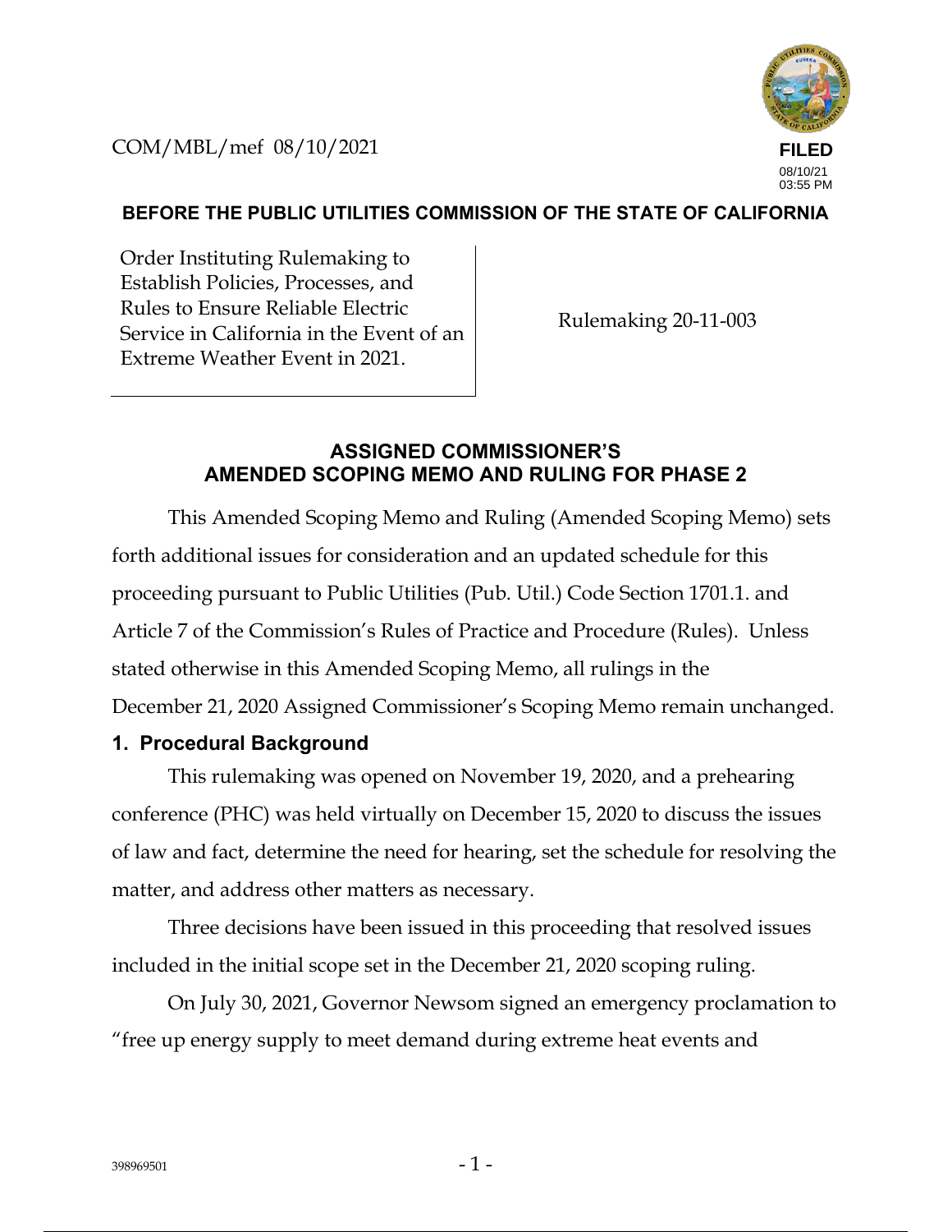COM/MBL/mef 08/10/2021

FILED
08/10/21
03:55 PM

**BEFORE THE PUBLIC UTILITIES COMMISSION OF THE STATE OF CALIFORNIA**

| | |
|---|---|
| Order Instituting Rulemaking to Establish Policies, Processes, and Rules to Ensure Reliable Electric Service in California in the Event of an Extreme Weather Event in 2021. | Rulemaking 20-11-003 |

## ASSIGNED COMMISSIONER'S AMENDED SCOPING MEMO AND RULING FOR PHASE 2

This Amended Scoping Memo and Ruling (Amended Scoping Memo) sets forth additional issues for consideration and an updated schedule for this proceeding pursuant to Public Utilities (Pub. Util.) Code Section 1701.1. and Article 7 of the Commission's Rules of Practice and Procedure (Rules). Unless stated otherwise in this Amended Scoping Memo, all rulings in the December 21, 2020 Assigned Commissioner's Scoping Memo remain unchanged.

### 1. Procedural Background

This rulemaking was opened on November 19, 2020, and a prehearing conference (PHC) was held virtually on December 15, 2020 to discuss the issues of law and fact, determine the need for hearing, set the schedule for resolving the matter, and address other matters as necessary.

Three decisions have been issued in this proceeding that resolved issues included in the initial scope set in the December 21, 2020 scoping ruling.

On July 30, 2021, Governor Newsom signed an emergency proclamation to "free up energy supply to meet demand during extreme heat events and

398969501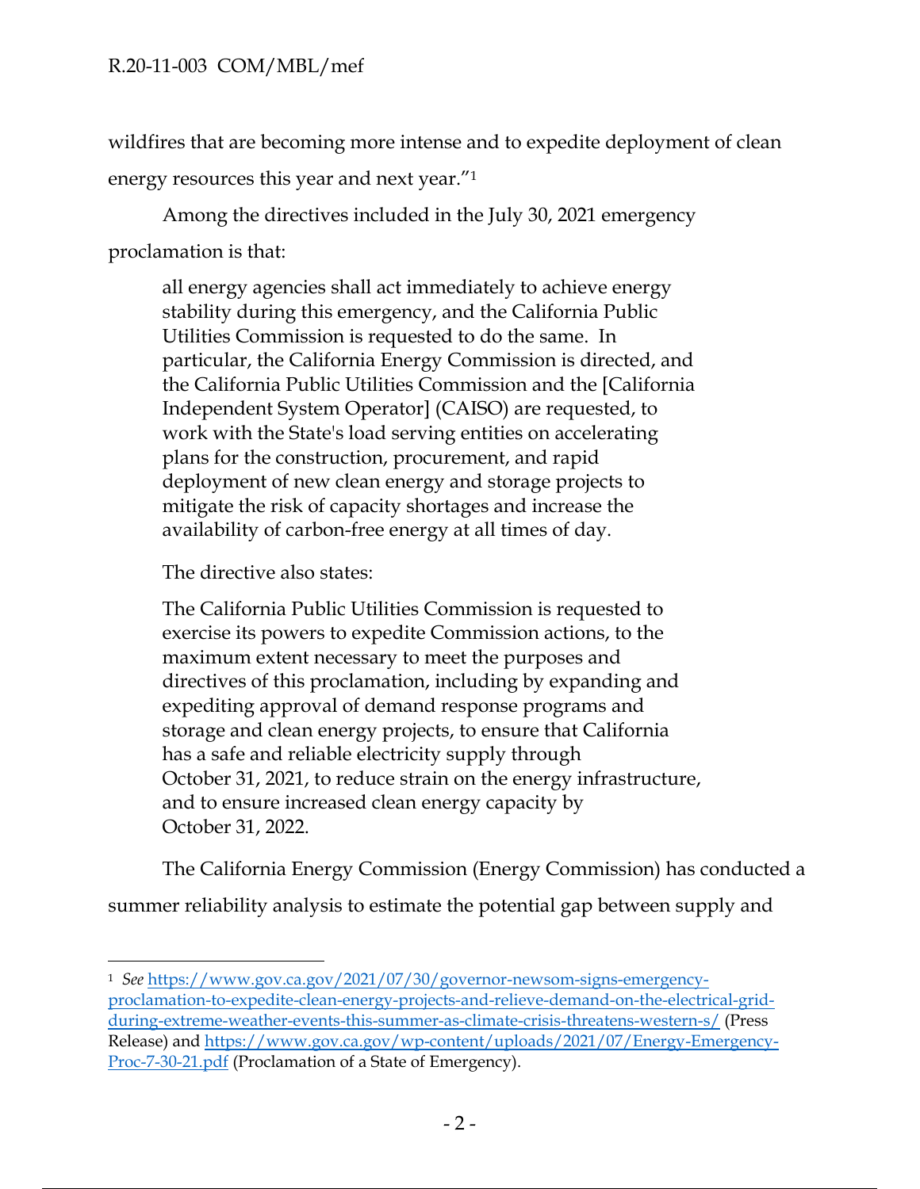wildfires that are becoming more intense and to expedite deployment of clean energy resources this year and next year."[1]

Among the directives included in the July 30, 2021 emergency proclamation is that:

> all energy agencies shall act immediately to achieve energy stability during this emergency, and the California Public Utilities Commission is requested to do the same. In particular, the California Energy Commission is directed, and the California Public Utilities Commission and the [California Independent System Operator] (CAISO) are requested, to work with the State's load serving entities on accelerating plans for the construction, procurement, and rapid deployment of new clean energy and storage projects to mitigate the risk of capacity shortages and increase the availability of carbon-free energy at all times of day.

The directive also states:

> The California Public Utilities Commission is requested to exercise its powers to expedite Commission actions, to the maximum extent necessary to meet the purposes and directives of this proclamation, including by expanding and expediting approval of demand response programs and storage and clean energy projects, to ensure that California has a safe and reliable electricity supply through October 31, 2021, to reduce strain on the energy infrastructure, and to ensure increased clean energy capacity by October 31, 2022.

The California Energy Commission (Energy Commission) has conducted a summer reliability analysis to estimate the potential gap between supply and

---

[1] *See* [https://www.gov.ca.gov/2021/07/30/governor-newsom-signs-emergency-proclamation-to-expedite-clean-energy-projects-and-relieve-demand-on-the-electrical-grid-during-extreme-weather-events-this-summer-as-climate-crisis-threatens-western-s/](https://www.gov.ca.gov/2021/07/30/governor-newsom-signs-emergency-proclamation-to-expedite-clean-energy-projects-and-relieve-demand-on-the-electrical-grid-during-extreme-weather-events-this-summer-as-climate-crisis-threatens-western-s/) (Press Release) and [https://www.gov.ca.gov/wp-content/uploads/2021/07/Energy-Emergency-Proc-7-30-21.pdf](https://www.gov.ca.gov/wp-content/uploads/2021/07/Energy-Emergency-Proc-7-30-21.pdf) (Proclamation of a State of Emergency).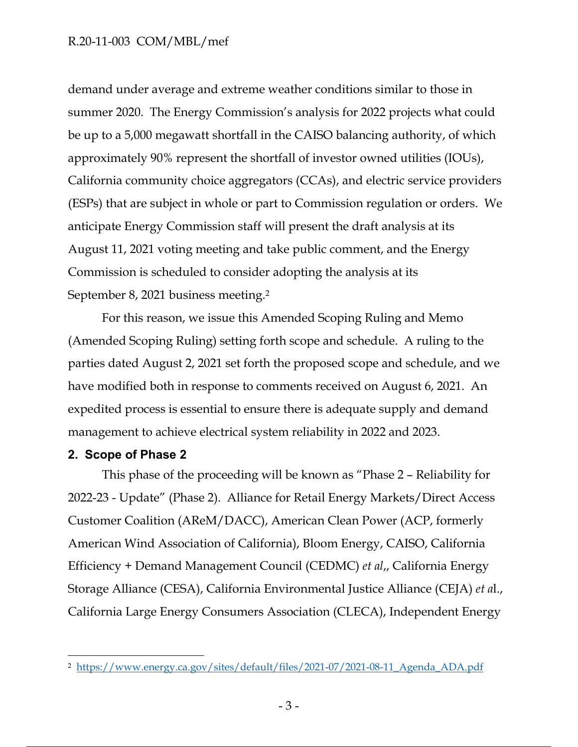demand under average and extreme weather conditions similar to those in summer 2020. The Energy Commission's analysis for 2022 projects what could be up to a 5,000 megawatt shortfall in the CAISO balancing authority, of which approximately 90% represent the shortfall of investor owned utilities (IOUs), California community choice aggregators (CCAs), and electric service providers (ESPs) that are subject in whole or part to Commission regulation or orders. We anticipate Energy Commission staff will present the draft analysis at its August 11, 2021 voting meeting and take public comment, and the Energy Commission is scheduled to consider adopting the analysis at its September 8, 2021 business meeting.[2]

For this reason, we issue this Amended Scoping Ruling and Memo (Amended Scoping Ruling) setting forth scope and schedule. A ruling to the parties dated August 2, 2021 set forth the proposed scope and schedule, and we have modified both in response to comments received on August 6, 2021. An expedited process is essential to ensure there is adequate supply and demand management to achieve electrical system reliability in 2022 and 2023.

## 2. Scope of Phase 2

This phase of the proceeding will be known as "Phase 2 – Reliability for 2022-23 - Update" (Phase 2). Alliance for Retail Energy Markets/Direct Access Customer Coalition (AReM/DACC), American Clean Power (ACP, formerly American Wind Association of California), Bloom Energy, CAISO, California Efficiency + Demand Management Council (CEDMC) *et al*,, California Energy Storage Alliance (CESA), California Environmental Justice Alliance (CEJA) *et al*., California Large Energy Consumers Association (CLECA), Independent Energy

---

[2] https://www.energy.ca.gov/sites/default/files/2021-07/2021-08-11_Agenda_ADA.pdf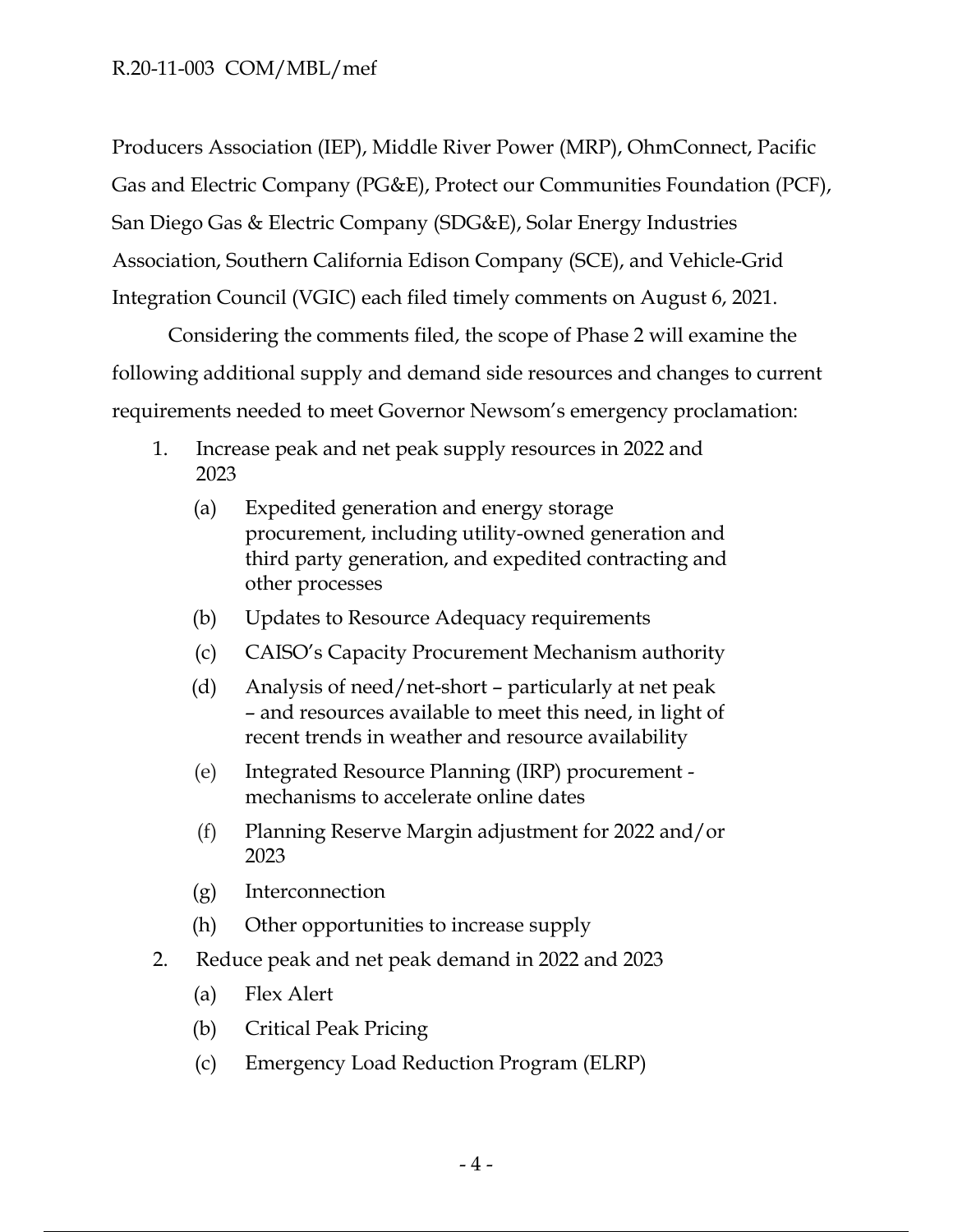Producers Association (IEP), Middle River Power (MRP), OhmConnect, Pacific Gas and Electric Company (PG&E), Protect our Communities Foundation (PCF), San Diego Gas & Electric Company (SDG&E), Solar Energy Industries Association, Southern California Edison Company (SCE), and Vehicle-Grid Integration Council (VGIC) each filed timely comments on August 6, 2021.

Considering the comments filed, the scope of Phase 2 will examine the following additional supply and demand side resources and changes to current requirements needed to meet Governor Newsom's emergency proclamation:

1. Increase peak and net peak supply resources in 2022 and 2023
   - (a) Expedited generation and energy storage procurement, including utility-owned generation and third party generation, and expedited contracting and other processes
   - (b) Updates to Resource Adequacy requirements
   - (c) CAISO's Capacity Procurement Mechanism authority
   - (d) Analysis of need/net-short – particularly at net peak – and resources available to meet this need, in light of recent trends in weather and resource availability
   - (e) Integrated Resource Planning (IRP) procurement - mechanisms to accelerate online dates
   - (f) Planning Reserve Margin adjustment for 2022 and/or 2023
   - (g) Interconnection
   - (h) Other opportunities to increase supply
2. Reduce peak and net peak demand in 2022 and 2023
   - (a) Flex Alert
   - (b) Critical Peak Pricing
   - (c) Emergency Load Reduction Program (ELRP)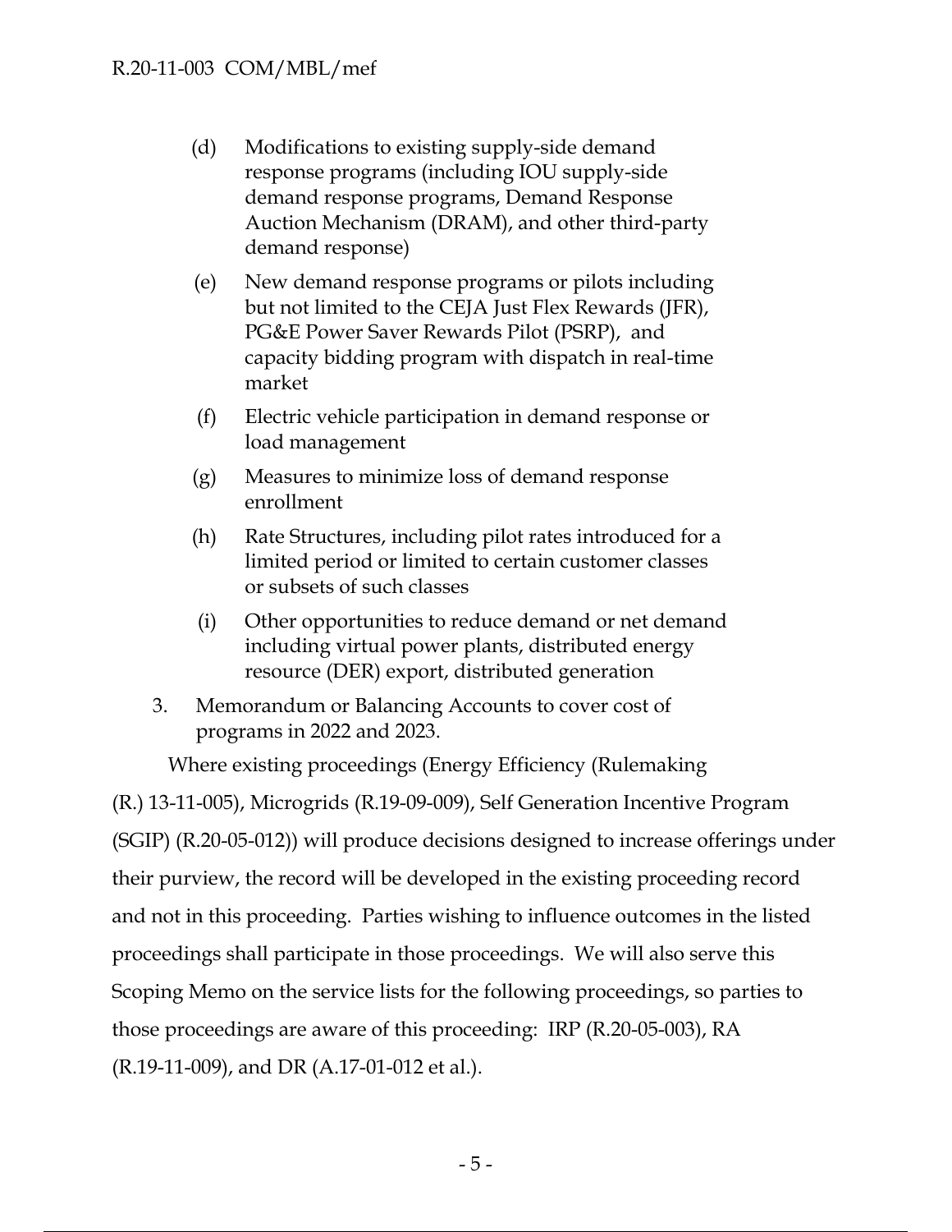(d) Modifications to existing supply-side demand response programs (including IOU supply-side demand response programs, Demand Response Auction Mechanism (DRAM), and other third-party demand response)

(e) New demand response programs or pilots including but not limited to the CEJA Just Flex Rewards (JFR), PG&E Power Saver Rewards Pilot (PSRP), and capacity bidding program with dispatch in real-time market

(f) Electric vehicle participation in demand response or load management

(g) Measures to minimize loss of demand response enrollment

(h) Rate Structures, including pilot rates introduced for a limited period or limited to certain customer classes or subsets of such classes

(i) Other opportunities to reduce demand or net demand including virtual power plants, distributed energy resource (DER) export, distributed generation

3. Memorandum or Balancing Accounts to cover cost of programs in 2022 and 2023.

Where existing proceedings (Energy Efficiency (Rulemaking (R.) 13-11-005), Microgrids (R.19-09-009), Self Generation Incentive Program (SGIP) (R.20-05-012)) will produce decisions designed to increase offerings under their purview, the record will be developed in the existing proceeding record and not in this proceeding. Parties wishing to influence outcomes in the listed proceedings shall participate in those proceedings. We will also serve this Scoping Memo on the service lists for the following proceedings, so parties to those proceedings are aware of this proceeding: IRP (R.20-05-003), RA (R.19-11-009), and DR (A.17-01-012 et al.).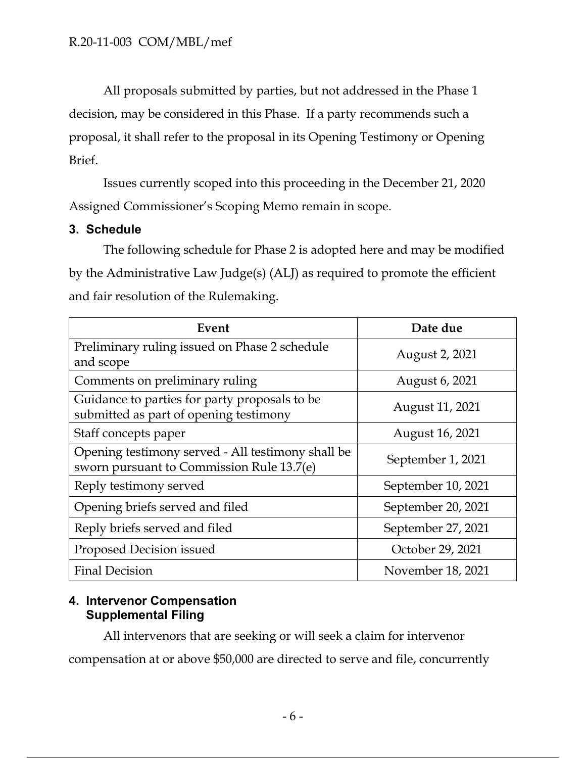All proposals submitted by parties, but not addressed in the Phase 1 decision, may be considered in this Phase. If a party recommends such a proposal, it shall refer to the proposal in its Opening Testimony or Opening Brief.

Issues currently scoped into this proceeding in the December 21, 2020 Assigned Commissioner's Scoping Memo remain in scope.

### 3. Schedule

The following schedule for Phase 2 is adopted here and may be modified by the Administrative Law Judge(s) (ALJ) as required to promote the efficient and fair resolution of the Rulemaking.

| Event | Date due |
|---|---|
| Preliminary ruling issued on Phase 2 schedule and scope | August 2, 2021 |
| Comments on preliminary ruling | August 6, 2021 |
| Guidance to parties for party proposals to be submitted as part of opening testimony | August 11, 2021 |
| Staff concepts paper | August 16, 2021 |
| Opening testimony served - All testimony shall be sworn pursuant to Commission Rule 13.7(e) | September 1, 2021 |
| Reply testimony served | September 10, 2021 |
| Opening briefs served and filed | September 20, 2021 |
| Reply briefs served and filed | September 27, 2021 |
| Proposed Decision issued | October 29, 2021 |
| Final Decision | November 18, 2021 |

### 4. Intervenor Compensation Supplemental Filing

All intervenors that are seeking or will seek a claim for intervenor compensation at or above $50,000 are directed to serve and file, concurrently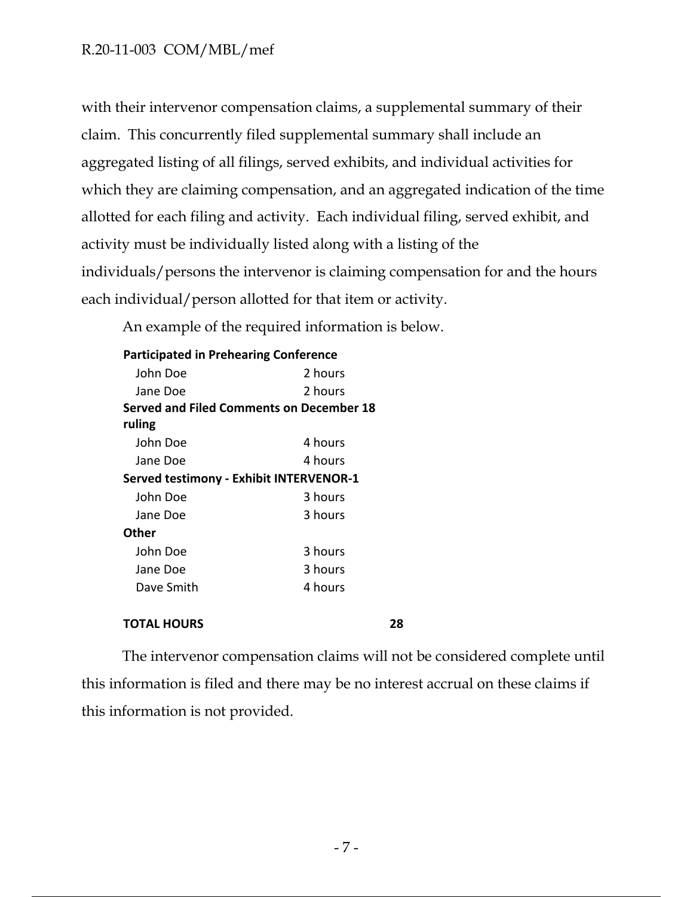with their intervenor compensation claims, a supplemental summary of their claim. This concurrently filed supplemental summary shall include an aggregated listing of all filings, served exhibits, and individual activities for which they are claiming compensation, and an aggregated indication of the time allotted for each filing and activity. Each individual filing, served exhibit, and activity must be individually listed along with a listing of the individuals/persons the intervenor is claiming compensation for and the hours each individual/person allotted for that item or activity.

An example of the required information is below.

| | |
|---|---|
| **Participated in Prehearing Conference** | |
| John Doe | 2 hours |
| Jane Doe | 2 hours |
| **Served and Filed Comments on December 18 ruling** | |
| John Doe | 4 hours |
| Jane Doe | 4 hours |
| **Served testimony - Exhibit INTERVENOR-1** | |
| John Doe | 3 hours |
| Jane Doe | 3 hours |
| **Other** | |
| John Doe | 3 hours |
| Jane Doe | 3 hours |
| Dave Smith | 4 hours |
| **TOTAL HOURS** | **28** |

The intervenor compensation claims will not be considered complete until this information is filed and there may be no interest accrual on these claims if this information is not provided.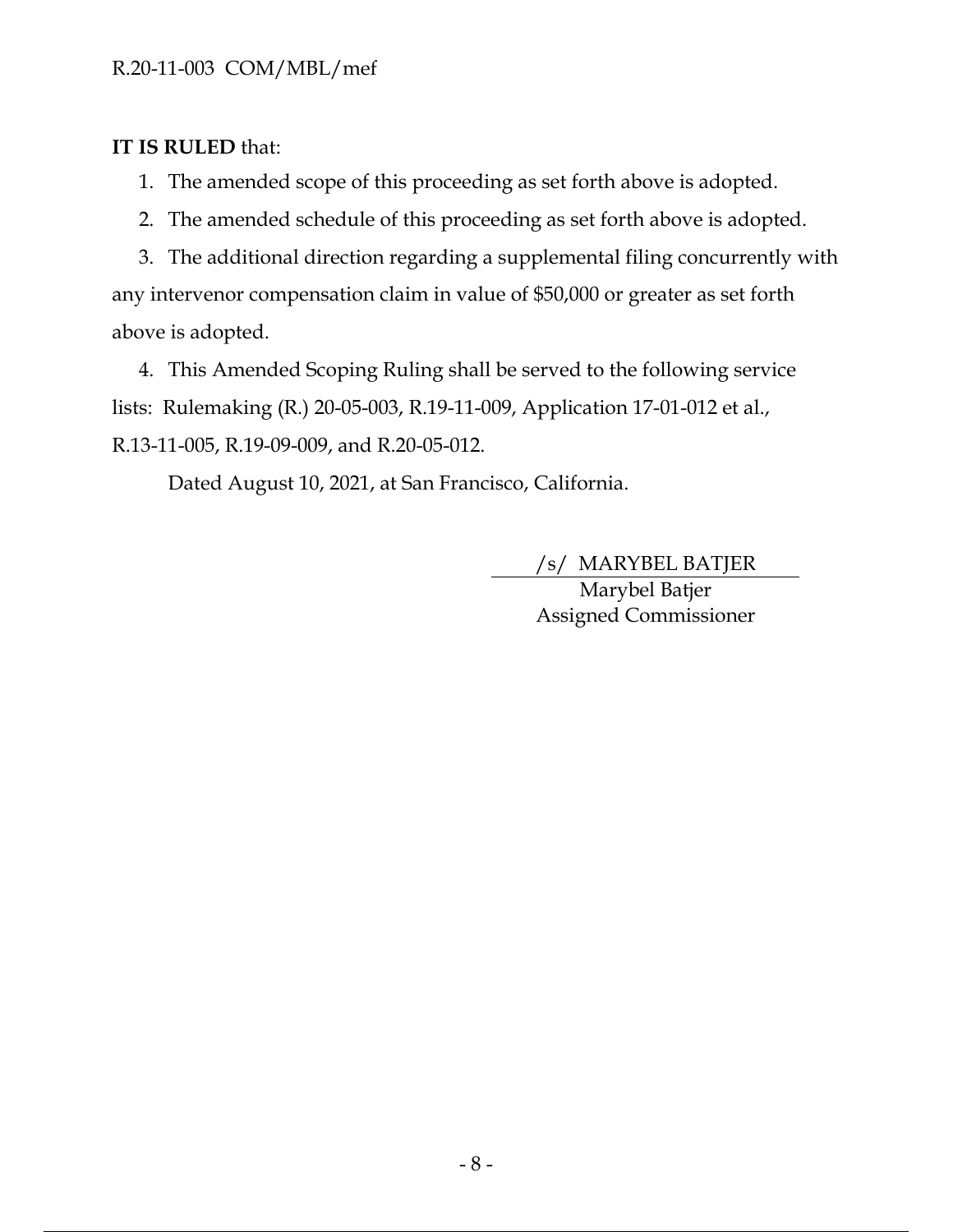**IT IS RULED** that:

1. The amended scope of this proceeding as set forth above is adopted.
2. The amended schedule of this proceeding as set forth above is adopted.
3. The additional direction regarding a supplemental filing concurrently with any intervenor compensation claim in value of $50,000 or greater as set forth above is adopted.
4. This Amended Scoping Ruling shall be served to the following service lists: Rulemaking (R.) 20-05-003, R.19-11-009, Application 17-01-012 et al., R.13-11-005, R.19-09-009, and R.20-05-012.

Dated August 10, 2021, at San Francisco, California.

/s/ MARYBEL BATJER
Marybel Batjer
Assigned Commissioner